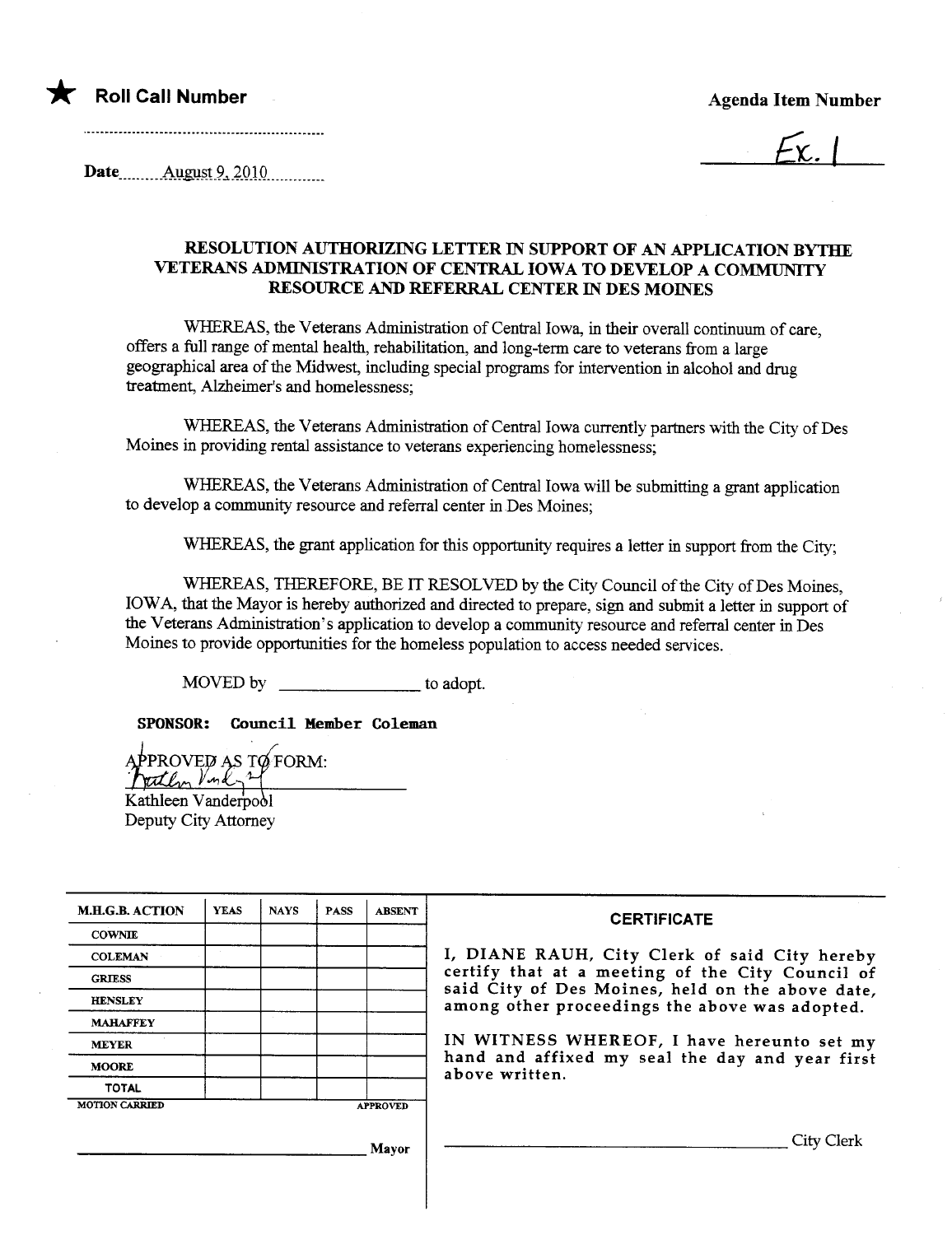★ **Roll Call Number**

**Agenda Item Number**

Ex. 1

**Date** August 9, 2010

### RESOLUTION AUTHORIZING LETTER IN SUPPORT OF AN APPLICATION BYTHE VETERANS ADMINISTRATION OF CENTRAL IOWA TO DEVELOP A COMMUNITY RESOURCE AND REFERRAL CENTER IN DES MOINES

WHEREAS, the Veterans Administration of Central Iowa, in their overall continuum of care, offers a full range of mental health, rehabilitation, and long-term care to veterans from a large geographical area of the Midwest, including special programs for intervention in alcohol and drug treatment, Alzheimer's and homelessness;

WHEREAS, the Veterans Administration of Central Iowa currently partners with the City of Des Moines in providing rental assistance to veterans experiencing homelessness;

WHEREAS, the Veterans Administration of Central Iowa will be submitting a grant application to develop a community resource and referral center in Des Moines;

WHEREAS, the grant application for this opportunity requires a letter in support from the City;

WHEREAS, THEREFORE, BE IT RESOLVED by the City Council of the City of Des Moines, IOWA, that the Mayor is hereby authorized and directed to prepare, sign and submit a letter in support of the Veterans Administration's application to develop a community resource and referral center in Des Moines to provide opportunities for the homeless population to access needed services.

MOVED by _______________ to adopt.

**SPONSOR: Council Member Coleman**

APPROVED AS TO FORM:

Kathleen Vanderpool
Deputy City Attorney

| M.H.G.B. ACTION | YEAS | NAYS | PASS | ABSENT |
| --- | --- | --- | --- | --- |
| COWNIE | | | | |
| COLEMAN | | | | |
| GRIESS | | | | |
| HENSLEY | | | | |
| MAHAFFEY | | | | |
| MEYER | | | | |
| MOORE | | | | |
| TOTAL | | | | |

MOTION CARRIED APPROVED

_______________ Mayor

**CERTIFICATE**

I, DIANE RAUH, City Clerk of said City hereby certify that at a meeting of the City Council of said City of Des Moines, held on the above date, among other proceedings the above was adopted.

IN WITNESS WHEREOF, I have hereunto set my hand and affixed my seal the day and year first above written.

_______________ City Clerk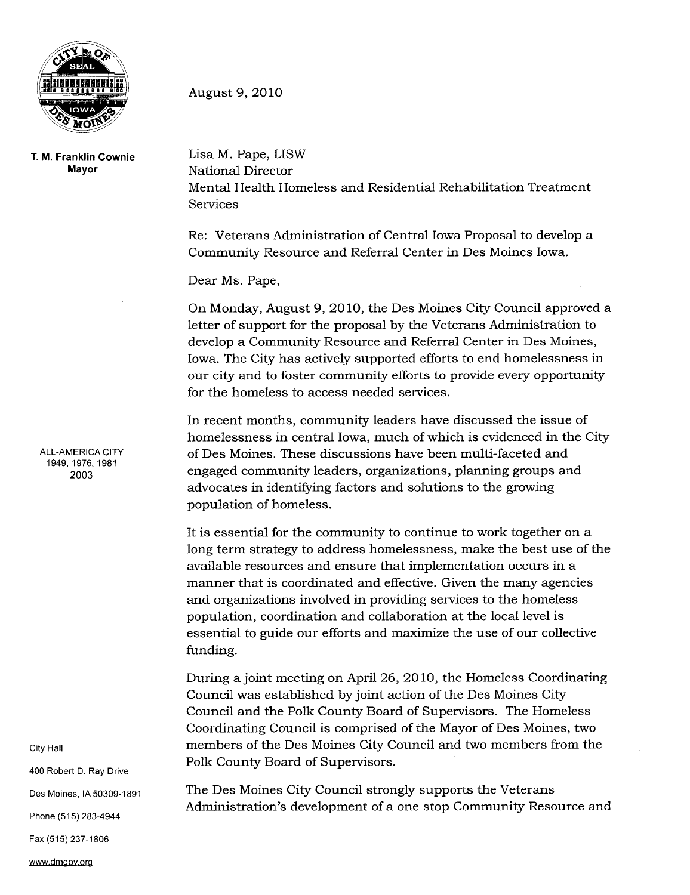**T. M. Franklin Cownie**
**Mayor**

ALL-AMERICA CITY
1949, 1976, 1981
2003

City Hall

400 Robert D. Ray Drive

Des Moines, IA 50309-1891

Phone (515) 283-4944

Fax (515) 237-1806

www.dmgov.org

August 9, 2010

Lisa M. Pape, LISW
National Director
Mental Health Homeless and Residential Rehabilitation Treatment Services

Re: Veterans Administration of Central Iowa Proposal to develop a Community Resource and Referral Center in Des Moines Iowa.

Dear Ms. Pape,

On Monday, August 9, 2010, the Des Moines City Council approved a letter of support for the proposal by the Veterans Administration to develop a Community Resource and Referral Center in Des Moines, Iowa. The City has actively supported efforts to end homelessness in our city and to foster community efforts to provide every opportunity for the homeless to access needed services.

In recent months, community leaders have discussed the issue of homelessness in central Iowa, much of which is evidenced in the City of Des Moines. These discussions have been multi-faceted and engaged community leaders, organizations, planning groups and advocates in identifying factors and solutions to the growing population of homeless.

It is essential for the community to continue to work together on a long term strategy to address homelessness, make the best use of the available resources and ensure that implementation occurs in a manner that is coordinated and effective. Given the many agencies and organizations involved in providing services to the homeless population, coordination and collaboration at the local level is essential to guide our efforts and maximize the use of our collective funding.

During a joint meeting on April 26, 2010, the Homeless Coordinating Council was established by joint action of the Des Moines City Council and the Polk County Board of Supervisors. The Homeless Coordinating Council is comprised of the Mayor of Des Moines, two members of the Des Moines City Council and two members from the Polk County Board of Supervisors.

The Des Moines City Council strongly supports the Veterans Administration's development of a one stop Community Resource and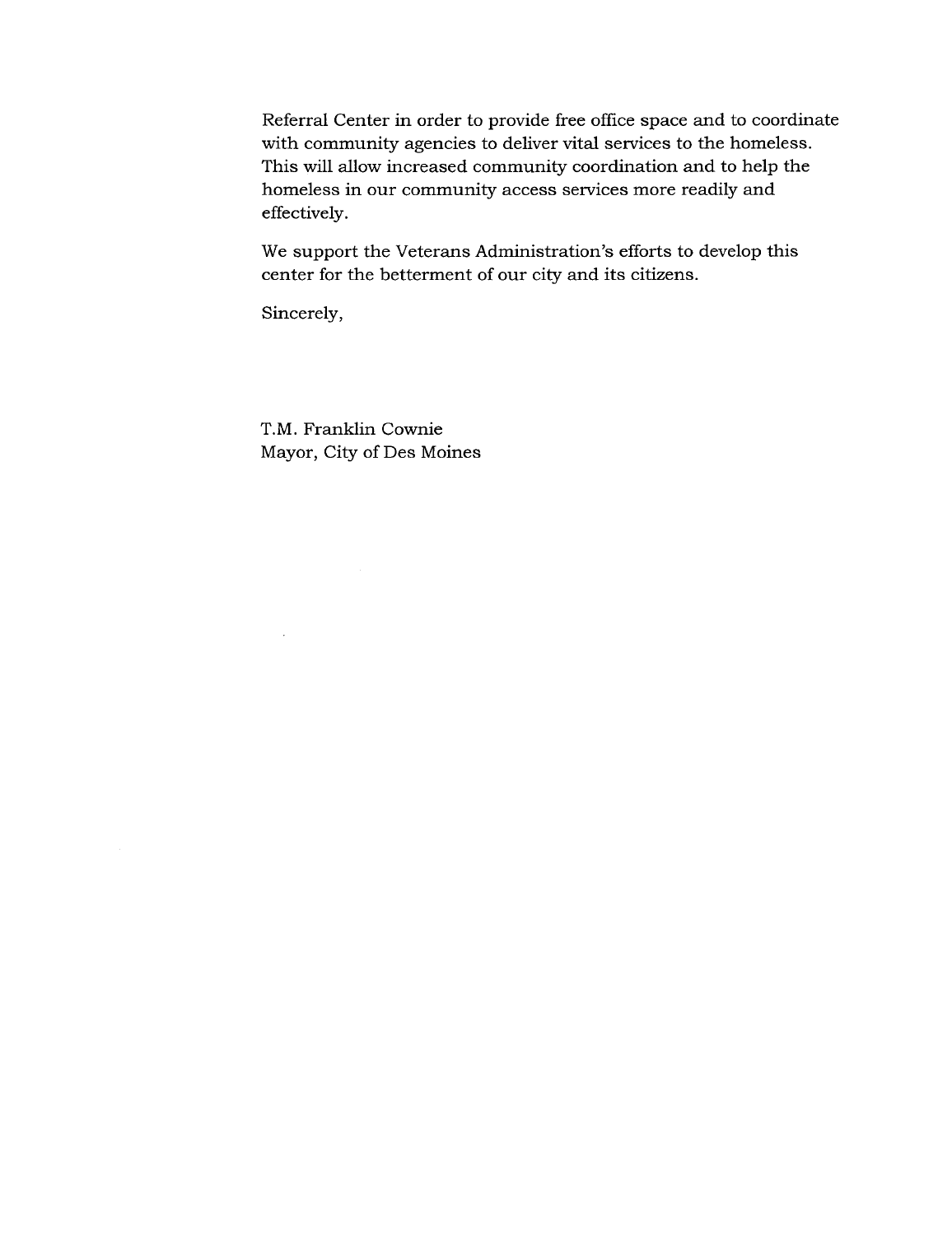Referral Center in order to provide free office space and to coordinate with community agencies to deliver vital services to the homeless. This will allow increased community coordination and to help the homeless in our community access services more readily and effectively.

We support the Veterans Administration's efforts to develop this center for the betterment of our city and its citizens.

Sincerely,

T.M. Franklin Cownie
Mayor, City of Des Moines